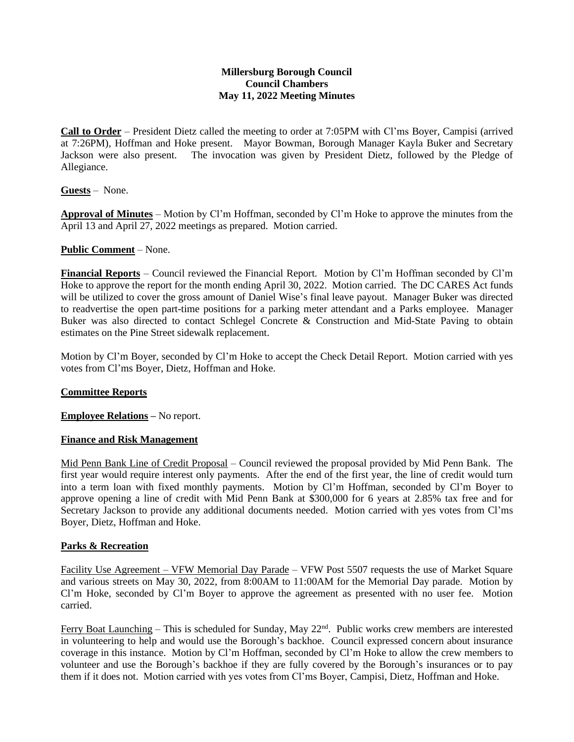**Millersburg Borough Council**
**Council Chambers**
**May 11, 2022 Meeting Minutes**

**Call to Order** – President Dietz called the meeting to order at 7:05PM with Cl'ms Boyer, Campisi (arrived at 7:26PM), Hoffman and Hoke present. Mayor Bowman, Borough Manager Kayla Buker and Secretary Jackson were also present. The invocation was given by President Dietz, followed by the Pledge of Allegiance.

**Guests** – None.

**Approval of Minutes** – Motion by Cl'm Hoffman, seconded by Cl'm Hoke to approve the minutes from the April 13 and April 27, 2022 meetings as prepared. Motion carried.

**Public Comment** – None.

**Financial Reports** – Council reviewed the Financial Report. Motion by Cl'm Hoffman seconded by Cl'm Hoke to approve the report for the month ending April 30, 2022. Motion carried. The DC CARES Act funds will be utilized to cover the gross amount of Daniel Wise's final leave payout. Manager Buker was directed to readvertise the open part-time positions for a parking meter attendant and a Parks employee. Manager Buker was also directed to contact Schlegel Concrete & Construction and Mid-State Paving to obtain estimates on the Pine Street sidewalk replacement.

Motion by Cl'm Boyer, seconded by Cl'm Hoke to accept the Check Detail Report. Motion carried with yes votes from Cl'ms Boyer, Dietz, Hoffman and Hoke.

**Committee Reports**

**Employee Relations** – No report.

**Finance and Risk Management**

Mid Penn Bank Line of Credit Proposal – Council reviewed the proposal provided by Mid Penn Bank. The first year would require interest only payments. After the end of the first year, the line of credit would turn into a term loan with fixed monthly payments. Motion by Cl'm Hoffman, seconded by Cl'm Boyer to approve opening a line of credit with Mid Penn Bank at $300,000 for 6 years at 2.85% tax free and for Secretary Jackson to provide any additional documents needed. Motion carried with yes votes from Cl'ms Boyer, Dietz, Hoffman and Hoke.

**Parks & Recreation**

Facility Use Agreement – VFW Memorial Day Parade – VFW Post 5507 requests the use of Market Square and various streets on May 30, 2022, from 8:00AM to 11:00AM for the Memorial Day parade. Motion by Cl'm Hoke, seconded by Cl'm Boyer to approve the agreement as presented with no user fee. Motion carried.

Ferry Boat Launching – This is scheduled for Sunday, May 22nd. Public works crew members are interested in volunteering to help and would use the Borough's backhoe. Council expressed concern about insurance coverage in this instance. Motion by Cl'm Hoffman, seconded by Cl'm Hoke to allow the crew members to volunteer and use the Borough's backhoe if they are fully covered by the Borough's insurances or to pay them if it does not. Motion carried with yes votes from Cl'ms Boyer, Campisi, Dietz, Hoffman and Hoke.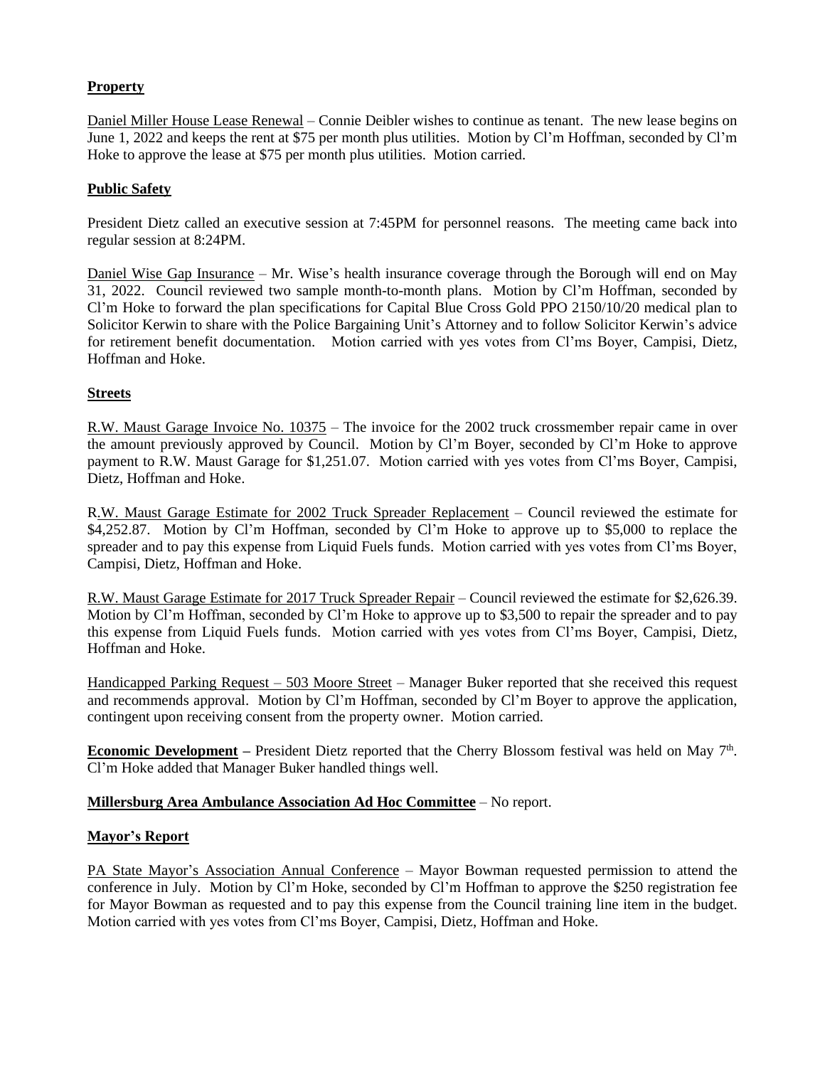**Property**

Daniel Miller House Lease Renewal – Connie Deibler wishes to continue as tenant. The new lease begins on June 1, 2022 and keeps the rent at $75 per month plus utilities. Motion by Cl'm Hoffman, seconded by Cl'm Hoke to approve the lease at $75 per month plus utilities. Motion carried.

**Public Safety**

President Dietz called an executive session at 7:45PM for personnel reasons. The meeting came back into regular session at 8:24PM.

Daniel Wise Gap Insurance – Mr. Wise's health insurance coverage through the Borough will end on May 31, 2022. Council reviewed two sample month-to-month plans. Motion by Cl'm Hoffman, seconded by Cl'm Hoke to forward the plan specifications for Capital Blue Cross Gold PPO 2150/10/20 medical plan to Solicitor Kerwin to share with the Police Bargaining Unit's Attorney and to follow Solicitor Kerwin's advice for retirement benefit documentation. Motion carried with yes votes from Cl'ms Boyer, Campisi, Dietz, Hoffman and Hoke.

**Streets**

R.W. Maust Garage Invoice No. 10375 – The invoice for the 2002 truck crossmember repair came in over the amount previously approved by Council. Motion by Cl'm Boyer, seconded by Cl'm Hoke to approve payment to R.W. Maust Garage for $1,251.07. Motion carried with yes votes from Cl'ms Boyer, Campisi, Dietz, Hoffman and Hoke.

R.W. Maust Garage Estimate for 2002 Truck Spreader Replacement – Council reviewed the estimate for $4,252.87. Motion by Cl'm Hoffman, seconded by Cl'm Hoke to approve up to $5,000 to replace the spreader and to pay this expense from Liquid Fuels funds. Motion carried with yes votes from Cl'ms Boyer, Campisi, Dietz, Hoffman and Hoke.

R.W. Maust Garage Estimate for 2017 Truck Spreader Repair – Council reviewed the estimate for $2,626.39. Motion by Cl'm Hoffman, seconded by Cl'm Hoke to approve up to $3,500 to repair the spreader and to pay this expense from Liquid Fuels funds. Motion carried with yes votes from Cl'ms Boyer, Campisi, Dietz, Hoffman and Hoke.

Handicapped Parking Request – 503 Moore Street – Manager Buker reported that she received this request and recommends approval. Motion by Cl'm Hoffman, seconded by Cl'm Boyer to approve the application, contingent upon receiving consent from the property owner. Motion carried.

**Economic Development** – President Dietz reported that the Cherry Blossom festival was held on May 7th. Cl'm Hoke added that Manager Buker handled things well.

**Millersburg Area Ambulance Association Ad Hoc Committee** – No report.

**Mayor's Report**

PA State Mayor's Association Annual Conference – Mayor Bowman requested permission to attend the conference in July. Motion by Cl'm Hoke, seconded by Cl'm Hoffman to approve the $250 registration fee for Mayor Bowman as requested and to pay this expense from the Council training line item in the budget. Motion carried with yes votes from Cl'ms Boyer, Campisi, Dietz, Hoffman and Hoke.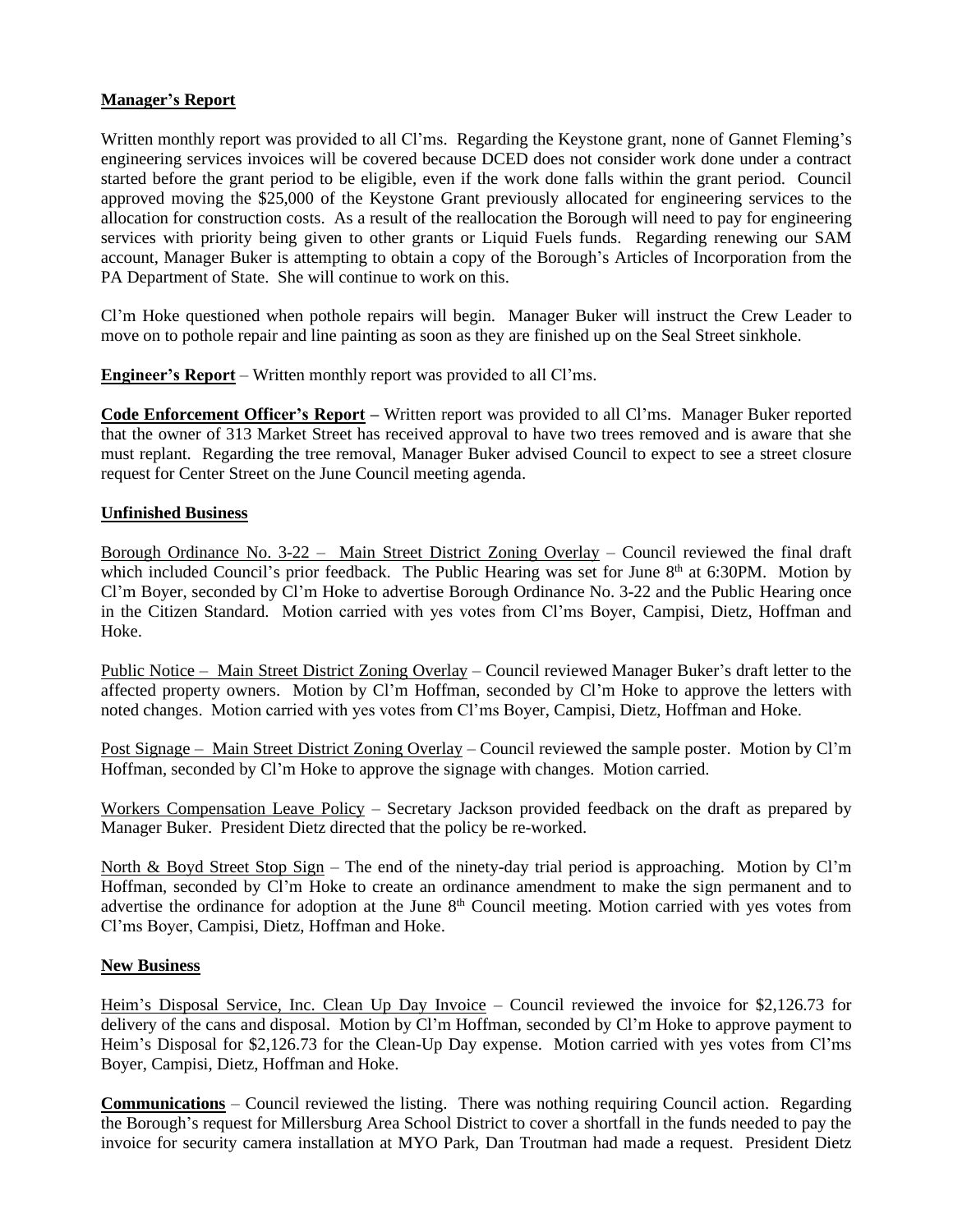**Manager's Report**

Written monthly report was provided to all Cl'ms. Regarding the Keystone grant, none of Gannet Fleming's engineering services invoices will be covered because DCED does not consider work done under a contract started before the grant period to be eligible, even if the work done falls within the grant period. Council approved moving the $25,000 of the Keystone Grant previously allocated for engineering services to the allocation for construction costs. As a result of the reallocation the Borough will need to pay for engineering services with priority being given to other grants or Liquid Fuels funds. Regarding renewing our SAM account, Manager Buker is attempting to obtain a copy of the Borough's Articles of Incorporation from the PA Department of State. She will continue to work on this.

Cl'm Hoke questioned when pothole repairs will begin. Manager Buker will instruct the Crew Leader to move on to pothole repair and line painting as soon as they are finished up on the Seal Street sinkhole.

**Engineer's Report** – Written monthly report was provided to all Cl'ms.

**Code Enforcement Officer's Report –** Written report was provided to all Cl'ms. Manager Buker reported that the owner of 313 Market Street has received approval to have two trees removed and is aware that she must replant. Regarding the tree removal, Manager Buker advised Council to expect to see a street closure request for Center Street on the June Council meeting agenda.

**Unfinished Business**

Borough Ordinance No. 3-22 – Main Street District Zoning Overlay – Council reviewed the final draft which included Council's prior feedback. The Public Hearing was set for June 8th at 6:30PM. Motion by Cl'm Boyer, seconded by Cl'm Hoke to advertise Borough Ordinance No. 3-22 and the Public Hearing once in the Citizen Standard. Motion carried with yes votes from Cl'ms Boyer, Campisi, Dietz, Hoffman and Hoke.

Public Notice – Main Street District Zoning Overlay – Council reviewed Manager Buker's draft letter to the affected property owners. Motion by Cl'm Hoffman, seconded by Cl'm Hoke to approve the letters with noted changes. Motion carried with yes votes from Cl'ms Boyer, Campisi, Dietz, Hoffman and Hoke.

Post Signage – Main Street District Zoning Overlay – Council reviewed the sample poster. Motion by Cl'm Hoffman, seconded by Cl'm Hoke to approve the signage with changes. Motion carried.

Workers Compensation Leave Policy – Secretary Jackson provided feedback on the draft as prepared by Manager Buker. President Dietz directed that the policy be re-worked.

North & Boyd Street Stop Sign – The end of the ninety-day trial period is approaching. Motion by Cl'm Hoffman, seconded by Cl'm Hoke to create an ordinance amendment to make the sign permanent and to advertise the ordinance for adoption at the June 8th Council meeting. Motion carried with yes votes from Cl'ms Boyer, Campisi, Dietz, Hoffman and Hoke.

**New Business**

Heim's Disposal Service, Inc. Clean Up Day Invoice – Council reviewed the invoice for $2,126.73 for delivery of the cans and disposal. Motion by Cl'm Hoffman, seconded by Cl'm Hoke to approve payment to Heim's Disposal for $2,126.73 for the Clean-Up Day expense. Motion carried with yes votes from Cl'ms Boyer, Campisi, Dietz, Hoffman and Hoke.

**Communications** – Council reviewed the listing. There was nothing requiring Council action. Regarding the Borough's request for Millersburg Area School District to cover a shortfall in the funds needed to pay the invoice for security camera installation at MYO Park, Dan Troutman had made a request. President Dietz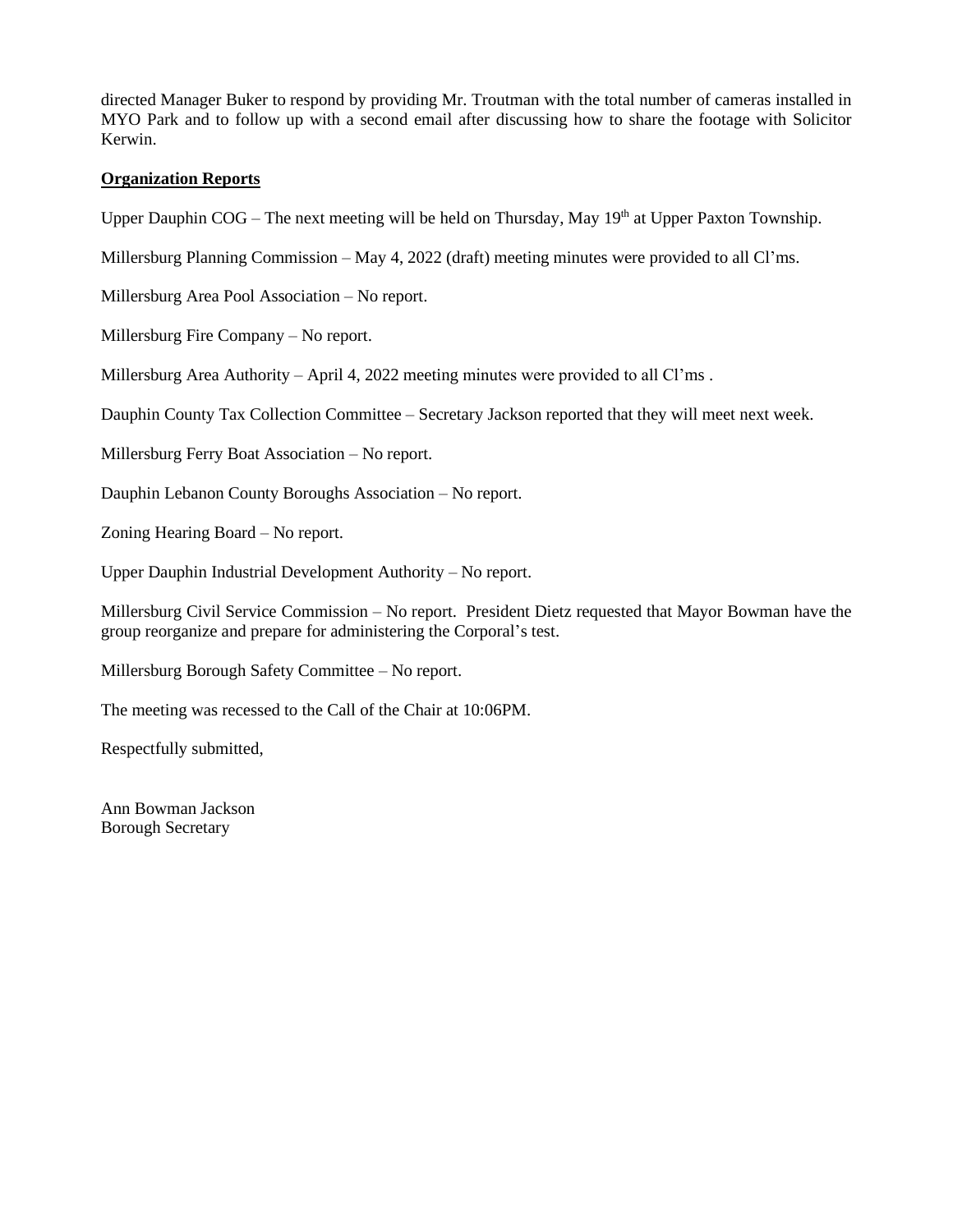directed Manager Buker to respond by providing Mr. Troutman with the total number of cameras installed in MYO Park and to follow up with a second email after discussing how to share the footage with Solicitor Kerwin.

**Organization Reports**

Upper Dauphin COG – The next meeting will be held on Thursday, May 19th at Upper Paxton Township.

Millersburg Planning Commission – May 4, 2022 (draft) meeting minutes were provided to all Cl'ms.

Millersburg Area Pool Association – No report.

Millersburg Fire Company – No report.

Millersburg Area Authority – April 4, 2022 meeting minutes were provided to all Cl'ms .

Dauphin County Tax Collection Committee – Secretary Jackson reported that they will meet next week.

Millersburg Ferry Boat Association – No report.

Dauphin Lebanon County Boroughs Association – No report.

Zoning Hearing Board – No report.

Upper Dauphin Industrial Development Authority – No report.

Millersburg Civil Service Commission – No report. President Dietz requested that Mayor Bowman have the group reorganize and prepare for administering the Corporal's test.

Millersburg Borough Safety Committee – No report.

The meeting was recessed to the Call of the Chair at 10:06PM.

Respectfully submitted,

Ann Bowman Jackson
Borough Secretary